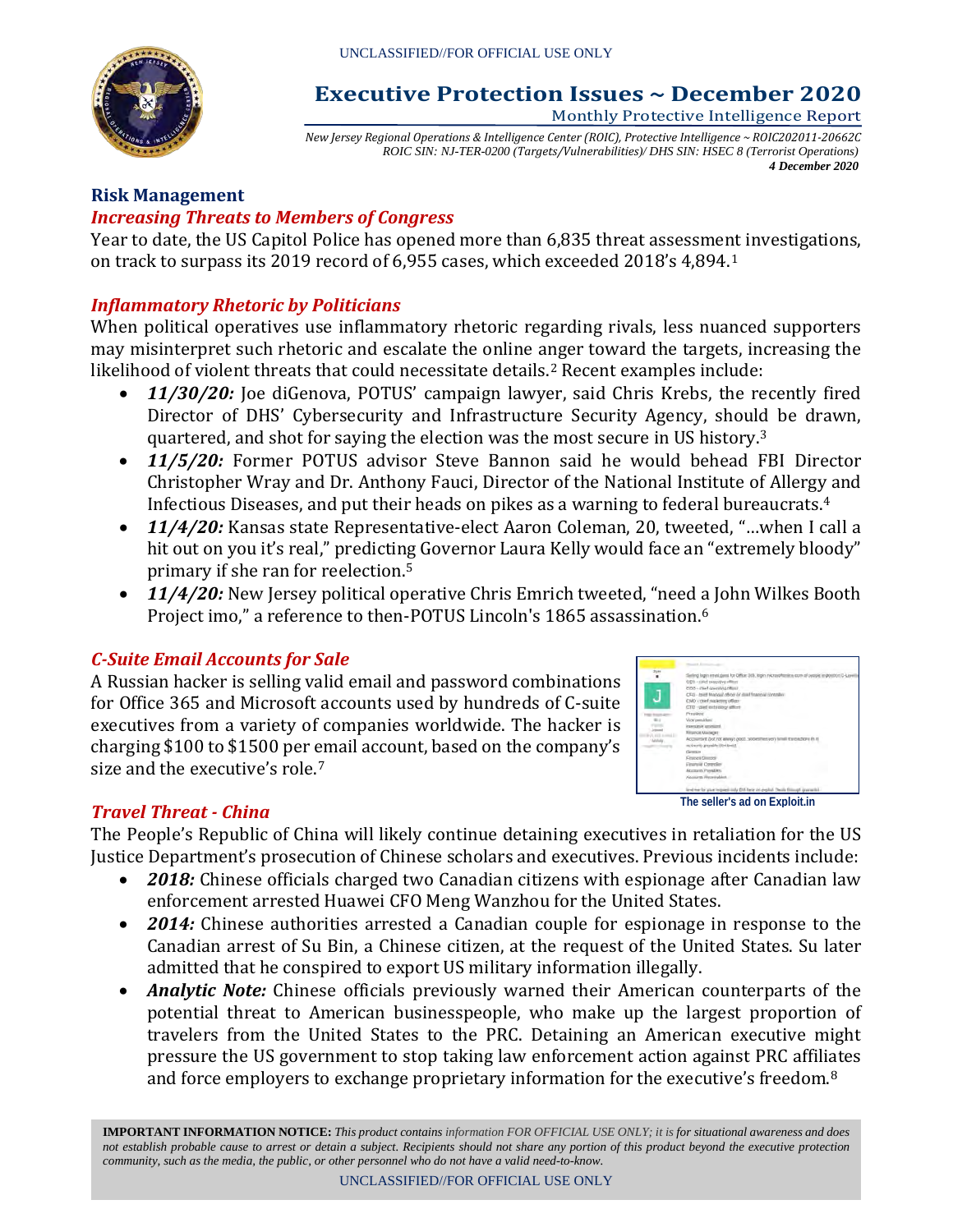UNCLASSIFIED//FOR OFFICIAL USE ONLY

# Executive Protection Issues ~ December 2020

Monthly Protective Intelligence Report

*New Jersey Regional Operations & Intelligence Center (ROIC), Protective Intelligence ~ ROIC202011-20662C*
*ROIC SIN: NJ-TER-0200 (Targets/Vulnerabilities)/ DHS SIN: HSEC 8 (Terrorist Operations)*
***4 December 2020***

## Risk Management

### *Increasing Threats to Members of Congress*

Year to date, the US Capitol Police has opened more than 6,835 threat assessment investigations, on track to surpass its 2019 record of 6,955 cases, which exceeded 2018's 4,894.[1]

### *Inflammatory Rhetoric by Politicians*

When political operatives use inflammatory rhetoric regarding rivals, less nuanced supporters may misinterpret such rhetoric and escalate the online anger toward the targets, increasing the likelihood of violent threats that could necessitate details.[2] Recent examples include:

- ***11/30/20:*** Joe diGenova, POTUS' campaign lawyer, said Chris Krebs, the recently fired Director of DHS' Cybersecurity and Infrastructure Security Agency, should be drawn, quartered, and shot for saying the election was the most secure in US history.[3]
- ***11/5/20:*** Former POTUS advisor Steve Bannon said he would behead FBI Director Christopher Wray and Dr. Anthony Fauci, Director of the National Institute of Allergy and Infectious Diseases, and put their heads on pikes as a warning to federal bureaucrats.[4]
- ***11/4/20:*** Kansas state Representative-elect Aaron Coleman, 20, tweeted, "…when I call a hit out on you it's real," predicting Governor Laura Kelly would face an "extremely bloody" primary if she ran for reelection.[5]
- ***11/4/20:*** New Jersey political operative Chris Emrich tweeted, "need a John Wilkes Booth Project imo," a reference to then-POTUS Lincoln's 1865 assassination.[6]

### *C-Suite Email Accounts for Sale*

A Russian hacker is selling valid email and password combinations for Office 365 and Microsoft accounts used by hundreds of C-suite executives from a variety of companies worldwide. The hacker is charging $100 to $1500 per email account, based on the company's size and the executive's role.[7]

**The seller's ad on Exploit.in**

### *Travel Threat - China*

The People's Republic of China will likely continue detaining executives in retaliation for the US Justice Department's prosecution of Chinese scholars and executives. Previous incidents include:

- ***2018:*** Chinese officials charged two Canadian citizens with espionage after Canadian law enforcement arrested Huawei CFO Meng Wanzhou for the United States.
- ***2014:*** Chinese authorities arrested a Canadian couple for espionage in response to the Canadian arrest of Su Bin, a Chinese citizen, at the request of the United States. Su later admitted that he conspired to export US military information illegally.
- ***Analytic Note:*** Chinese officials previously warned their American counterparts of the potential threat to American businesspeople, who make up the largest proportion of travelers from the United States to the PRC. Detaining an American executive might pressure the US government to stop taking law enforcement action against PRC affiliates and force employers to exchange proprietary information for the executive's freedom.[8]

**IMPORTANT INFORMATION NOTICE:** *This product contains information FOR OFFICIAL USE ONLY; it is for situational awareness and does not establish probable cause to arrest or detain a subject. Recipients should not share any portion of this product beyond the executive protection community, such as the media, the public, or other personnel who do not have a valid need-to-know.*

UNCLASSIFIED//FOR OFFICIAL USE ONLY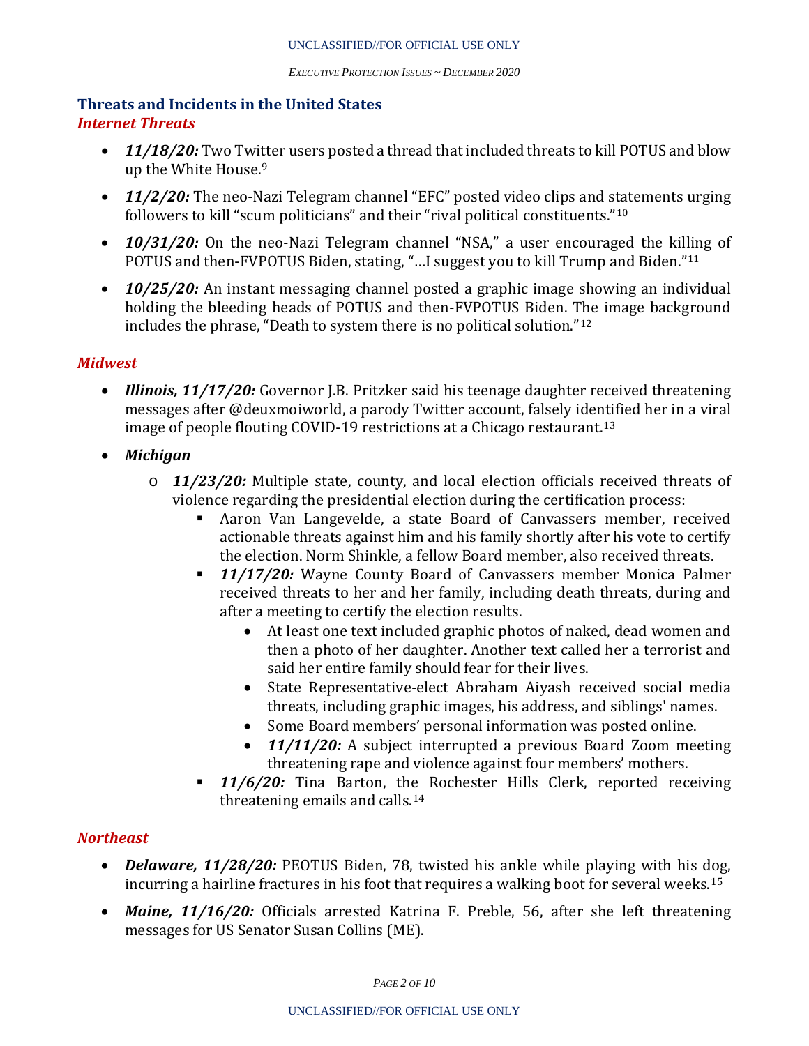## Threats and Incidents in the United States

### *Internet Threats*

- ***11/18/20:*** Two Twitter users posted a thread that included threats to kill POTUS and blow up the White House.[9]
- ***11/2/20:*** The neo-Nazi Telegram channel "EFC" posted video clips and statements urging followers to kill "scum politicians" and their "rival political constituents."[10]
- ***10/31/20:*** On the neo-Nazi Telegram channel "NSA," a user encouraged the killing of POTUS and then-FVPOTUS Biden, stating, "…I suggest you to kill Trump and Biden."[11]
- ***10/25/20:*** An instant messaging channel posted a graphic image showing an individual holding the bleeding heads of POTUS and then-FVPOTUS Biden. The image background includes the phrase, "Death to system there is no political solution."[12]

### *Midwest*

- ***Illinois, 11/17/20:*** Governor J.B. Pritzker said his teenage daughter received threatening messages after @deuxmoiworld, a parody Twitter account, falsely identified her in a viral image of people flouting COVID-19 restrictions at a Chicago restaurant.[13]
- ***Michigan***
  - ***11/23/20:*** Multiple state, county, and local election officials received threats of violence regarding the presidential election during the certification process:
    - Aaron Van Langevelde, a state Board of Canvassers member, received actionable threats against him and his family shortly after his vote to certify the election. Norm Shinkle, a fellow Board member, also received threats.
    - ***11/17/20:*** Wayne County Board of Canvassers member Monica Palmer received threats to her and her family, including death threats, during and after a meeting to certify the election results.
      - At least one text included graphic photos of naked, dead women and then a photo of her daughter. Another text called her a terrorist and said her entire family should fear for their lives.
      - State Representative-elect Abraham Aiyash received social media threats, including graphic images, his address, and siblings' names.
      - Some Board members' personal information was posted online.
      - ***11/11/20:*** A subject interrupted a previous Board Zoom meeting threatening rape and violence against four members' mothers.
    - ***11/6/20:*** Tina Barton, the Rochester Hills Clerk, reported receiving threatening emails and calls.[14]

### *Northeast*

- ***Delaware, 11/28/20:*** PEOTUS Biden, 78, twisted his ankle while playing with his dog, incurring a hairline fractures in his foot that requires a walking boot for several weeks.[15]
- ***Maine, 11/16/20:*** Officials arrested Katrina F. Preble, 56, after she left threatening messages for US Senator Susan Collins (ME).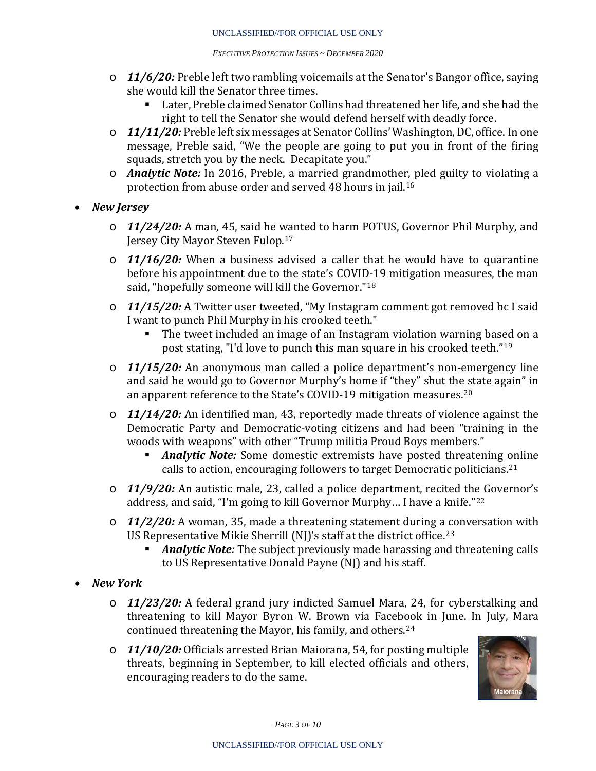- ***11/6/20:*** Preble left two rambling voicemails at the Senator's Bangor office, saying she would kill the Senator three times.
  - Later, Preble claimed Senator Collins had threatened her life, and she had the right to tell the Senator she would defend herself with deadly force.
- ***11/11/20:*** Preble left six messages at Senator Collins' Washington, DC, office. In one message, Preble said, "We the people are going to put you in front of the firing squads, stretch you by the neck. Decapitate you."
- ***Analytic Note:*** In 2016, Preble, a married grandmother, pled guilty to violating a protection from abuse order and served 48 hours in jail.[16]

- ***New Jersey***
  - ***11/24/20:*** A man, 45, said he wanted to harm POTUS, Governor Phil Murphy, and Jersey City Mayor Steven Fulop.[17]
  - ***11/16/20:*** When a business advised a caller that he would have to quarantine before his appointment due to the state's COVID-19 mitigation measures, the man said, "hopefully someone will kill the Governor."[18]
  - ***11/15/20:*** A Twitter user tweeted, "My Instagram comment got removed bc I said I want to punch Phil Murphy in his crooked teeth."
    - The tweet included an image of an Instagram violation warning based on a post stating, "I'd love to punch this man square in his crooked teeth."[19]
  - ***11/15/20:*** An anonymous man called a police department's non-emergency line and said he would go to Governor Murphy's home if "they" shut the state again" in an apparent reference to the State's COVID-19 mitigation measures.[20]
  - ***11/14/20:*** An identified man, 43, reportedly made threats of violence against the Democratic Party and Democratic-voting citizens and had been "training in the woods with weapons" with other "Trump militia Proud Boys members."
    - ***Analytic Note:*** Some domestic extremists have posted threatening online calls to action, encouraging followers to target Democratic politicians.[21]
  - ***11/9/20:*** An autistic male, 23, called a police department, recited the Governor's address, and said, "I'm going to kill Governor Murphy… I have a knife."[22]
  - ***11/2/20:*** A woman, 35, made a threatening statement during a conversation with US Representative Mikie Sherrill (NJ)'s staff at the district office.[23]
    - ***Analytic Note:*** The subject previously made harassing and threatening calls to US Representative Donald Payne (NJ) and his staff.

- ***New York***
  - ***11/23/20:*** A federal grand jury indicted Samuel Mara, 24, for cyberstalking and threatening to kill Mayor Byron W. Brown via Facebook in June. In July, Mara continued threatening the Mayor, his family, and others.[24]
  - ***11/10/20:*** Officials arrested Brian Maiorana, 54, for posting multiple threats, beginning in September, to kill elected officials and others, encouraging readers to do the same.

Maiorana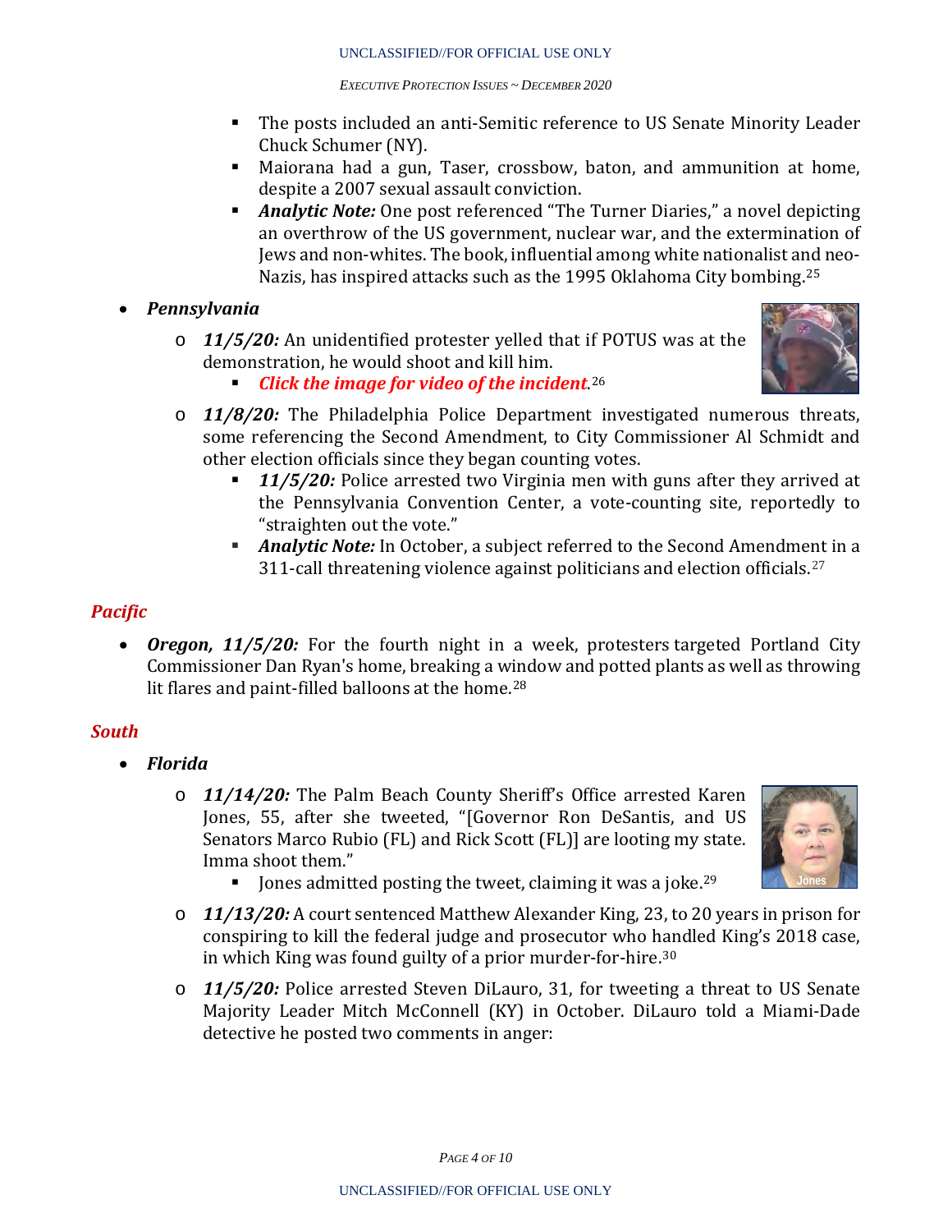- The posts included an anti-Semitic reference to US Senate Minority Leader Chuck Schumer (NY).
- Maiorana had a gun, Taser, crossbow, baton, and ammunition at home, despite a 2007 sexual assault conviction.
- ***Analytic Note:*** One post referenced "The Turner Diaries," a novel depicting an overthrow of the US government, nuclear war, and the extermination of Jews and non-whites. The book, influential among white nationalist and neo-Nazis, has inspired attacks such as the 1995 Oklahoma City bombing.[25]

- ***Pennsylvania***
  - ***11/5/20:*** An unidentified protester yelled that if POTUS was at the demonstration, he would shoot and kill him.
    - ***Click the image for video of the incident.***[26]
  - ***11/8/20:*** The Philadelphia Police Department investigated numerous threats, some referencing the Second Amendment, to City Commissioner Al Schmidt and other election officials since they began counting votes.
    - ***11/5/20:*** Police arrested two Virginia men with guns after they arrived at the Pennsylvania Convention Center, a vote-counting site, reportedly to "straighten out the vote."
    - ***Analytic Note:*** In October, a subject referred to the Second Amendment in a 311-call threatening violence against politicians and election officials.[27]

## *Pacific*

- ***Oregon, 11/5/20:*** For the fourth night in a week, protesters targeted Portland City Commissioner Dan Ryan's home, breaking a window and potted plants as well as throwing lit flares and paint-filled balloons at the home.[28]

## *South*

- ***Florida***
  - ***11/14/20:*** The Palm Beach County Sheriff's Office arrested Karen Jones, 55, after she tweeted, "[Governor Ron DeSantis, and US Senators Marco Rubio (FL) and Rick Scott (FL)] are looting my state. Imma shoot them."
    - Jones admitted posting the tweet, claiming it was a joke.[29]
  - ***11/13/20:*** A court sentenced Matthew Alexander King, 23, to 20 years in prison for conspiring to kill the federal judge and prosecutor who handled King's 2018 case, in which King was found guilty of a prior murder-for-hire.[30]
  - ***11/5/20:*** Police arrested Steven DiLauro, 31, for tweeting a threat to US Senate Majority Leader Mitch McConnell (KY) in October. DiLauro told a Miami-Dade detective he posted two comments in anger: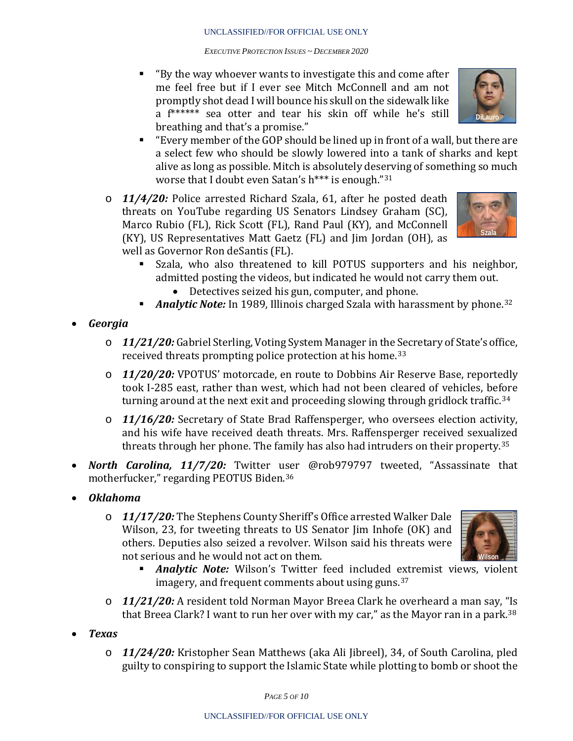- "By the way whoever wants to investigate this and come after me feel free but if I ever see Mitch McConnell and am not promptly shot dead I will bounce his skull on the sidewalk like a f****** sea otter and tear his skin off while he's still breathing and that's a promise."
- "Every member of the GOP should be lined up in front of a wall, but there are a select few who should be slowly lowered into a tank of sharks and kept alive as long as possible. Mitch is absolutely deserving of something so much worse that I doubt even Satan's h*** is enough."[31]

DiLauro

- ***11/4/20:*** Police arrested Richard Szala, 61, after he posted death threats on YouTube regarding US Senators Lindsey Graham (SC), Marco Rubio (FL), Rick Scott (FL), Rand Paul (KY), and McConnell (KY), US Representatives Matt Gaetz (FL) and Jim Jordan (OH), as well as Governor Ron deSantis (FL).
  - Szala, who also threatened to kill POTUS supporters and his neighbor, admitted posting the videos, but indicated he would not carry them out.
    - Detectives seized his gun, computer, and phone.
  - ***Analytic Note:*** In 1989, Illinois charged Szala with harassment by phone.[32]

Szala

- ***Georgia***
  - ***11/21/20:*** Gabriel Sterling, Voting System Manager in the Secretary of State's office, received threats prompting police protection at his home.[33]
  - ***11/20/20:*** VPOTUS' motorcade, en route to Dobbins Air Reserve Base, reportedly took I-285 east, rather than west, which had not been cleared of vehicles, before turning around at the next exit and proceeding slowing through gridlock traffic.[34]
  - ***11/16/20:*** Secretary of State Brad Raffensperger, who oversees election activity, and his wife have received death threats. Mrs. Raffensperger received sexualized threats through her phone. The family has also had intruders on their property.[35]
- ***North Carolina, 11/7/20:*** Twitter user @rob979797 tweeted, "Assassinate that motherfucker," regarding PEOTUS Biden.[36]
- ***Oklahoma***
  - ***11/17/20:*** The Stephens County Sheriff's Office arrested Walker Dale Wilson, 23, for tweeting threats to US Senator Jim Inhofe (OK) and others. Deputies also seized a revolver. Wilson said his threats were not serious and he would not act on them.
    - ***Analytic Note:*** Wilson's Twitter feed included extremist views, violent imagery, and frequent comments about using guns.[37]

    Wilson
  - ***11/21/20:*** A resident told Norman Mayor Breea Clark he overheard a man say, "Is that Breea Clark? I want to run her over with my car," as the Mayor ran in a park.[38]
- ***Texas***
  - ***11/24/20:*** Kristopher Sean Matthews (aka Ali Jibreel), 34, of South Carolina, pled guilty to conspiring to support the Islamic State while plotting to bomb or shoot the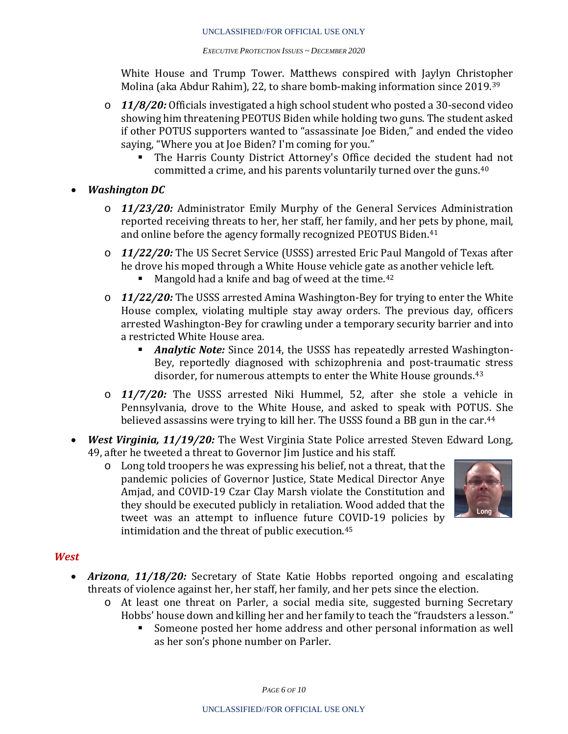White House and Trump Tower. Matthews conspired with Jaylyn Christopher Molina (aka Abdur Rahim), 22, to share bomb-making information since 2019.[39]

- ***11/8/20:*** Officials investigated a high school student who posted a 30-second video showing him threatening PEOTUS Biden while holding two guns. The student asked if other POTUS supporters wanted to "assassinate Joe Biden," and ended the video saying, "Where you at Joe Biden? I'm coming for you."
  - The Harris County District Attorney's Office decided the student had not committed a crime, and his parents voluntarily turned over the guns.[40]

- ***Washington DC***
  - ***11/23/20:*** Administrator Emily Murphy of the General Services Administration reported receiving threats to her, her staff, her family, and her pets by phone, mail, and online before the agency formally recognized PEOTUS Biden.[41]
  - ***11/22/20:*** The US Secret Service (USSS) arrested Eric Paul Mangold of Texas after he drove his moped through a White House vehicle gate as another vehicle left.
    - Mangold had a knife and bag of weed at the time.[42]
  - ***11/22/20:*** The USSS arrested Amina Washington-Bey for trying to enter the White House complex, violating multiple stay away orders. The previous day, officers arrested Washington-Bey for crawling under a temporary security barrier and into a restricted White House area.
    - ***Analytic Note:*** Since 2014, the USSS has repeatedly arrested Washington-Bey, reportedly diagnosed with schizophrenia and post-traumatic stress disorder, for numerous attempts to enter the White House grounds.[43]
  - ***11/7/20:*** The USSS arrested Niki Hummel, 52, after she stole a vehicle in Pennsylvania, drove to the White House, and asked to speak with POTUS. She believed assassins were trying to kill her. The USSS found a BB gun in the car.[44]

- ***West Virginia, 11/19/20:*** The West Virginia State Police arrested Steven Edward Long, 49, after he tweeted a threat to Governor Jim Justice and his staff.
  - Long told troopers he was expressing his belief, not a threat, that the pandemic policies of Governor Justice, State Medical Director Anye Amjad, and COVID-19 Czar Clay Marsh violate the Constitution and they should be executed publicly in retaliation. Wood added that the tweet was an attempt to influence future COVID-19 policies by intimidation and the threat of public execution.[45]

Long

## *West*

- ***Arizona***, ***11/18/20:*** Secretary of State Katie Hobbs reported ongoing and escalating threats of violence against her, her staff, her family, and her pets since the election.
  - At least one threat on Parler, a social media site, suggested burning Secretary Hobbs' house down and killing her and her family to teach the "fraudsters a lesson."
    - Someone posted her home address and other personal information as well as her son's phone number on Parler.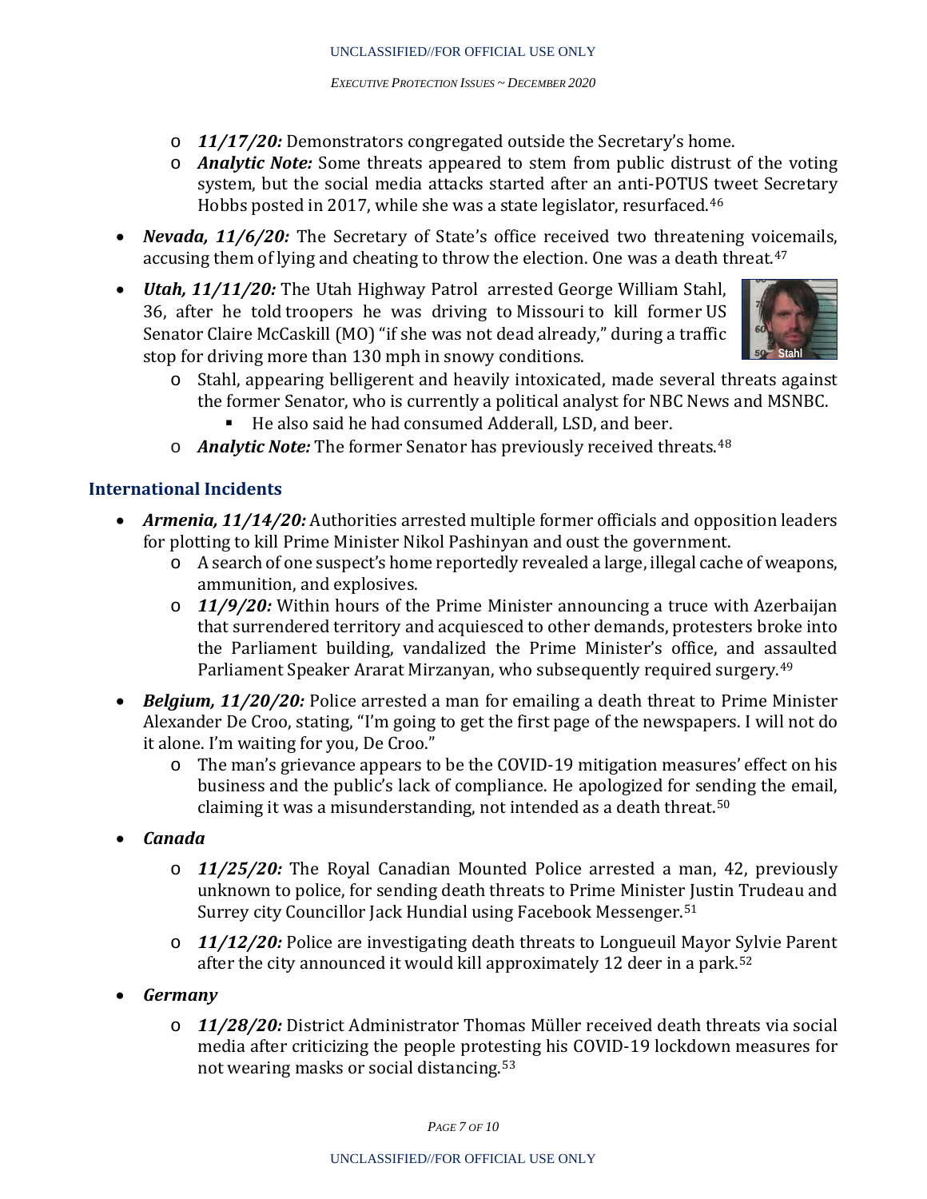- *11/17/20:* Demonstrators congregated outside the Secretary's home.
- ***Analytic Note:*** Some threats appeared to stem from public distrust of the voting system, but the social media attacks started after an anti-POTUS tweet Secretary Hobbs posted in 2017, while she was a state legislator, resurfaced.[46]

- ***Nevada, 11/6/20:*** The Secretary of State's office received two threatening voicemails, accusing them of lying and cheating to throw the election. One was a death threat.[47]
- ***Utah, 11/11/20:*** The Utah Highway Patrol arrested George William Stahl, 36, after he told troopers he was driving to Missouri to kill former US Senator Claire McCaskill (MO) "if she was not dead already," during a traffic stop for driving more than 130 mph in snowy conditions.
  - Stahl, appearing belligerent and heavily intoxicated, made several threats against the former Senator, who is currently a political analyst for NBC News and MSNBC.
    - He also said he had consumed Adderall, LSD, and beer.
  - ***Analytic Note:*** The former Senator has previously received threats.[48]

## International Incidents

- ***Armenia, 11/14/20:*** Authorities arrested multiple former officials and opposition leaders for plotting to kill Prime Minister Nikol Pashinyan and oust the government.
  - A search of one suspect's home reportedly revealed a large, illegal cache of weapons, ammunition, and explosives.
  - ***11/9/20:*** Within hours of the Prime Minister announcing a truce with Azerbaijan that surrendered territory and acquiesced to other demands, protesters broke into the Parliament building, vandalized the Prime Minister's office, and assaulted Parliament Speaker Ararat Mirzanyan, who subsequently required surgery.[49]
- ***Belgium, 11/20/20:*** Police arrested a man for emailing a death threat to Prime Minister Alexander De Croo, stating, "I'm going to get the first page of the newspapers. I will not do it alone. I'm waiting for you, De Croo."
  - The man's grievance appears to be the COVID-19 mitigation measures' effect on his business and the public's lack of compliance. He apologized for sending the email, claiming it was a misunderstanding, not intended as a death threat.[50]
- ***Canada***
  - ***11/25/20:*** The Royal Canadian Mounted Police arrested a man, 42, previously unknown to police, for sending death threats to Prime Minister Justin Trudeau and Surrey city Councillor Jack Hundial using Facebook Messenger.[51]
  - ***11/12/20:*** Police are investigating death threats to Longueuil Mayor Sylvie Parent after the city announced it would kill approximately 12 deer in a park.[52]
- ***Germany***
  - ***11/28/20:*** District Administrator Thomas Müller received death threats via social media after criticizing the people protesting his COVID-19 lockdown measures for not wearing masks or social distancing.[53]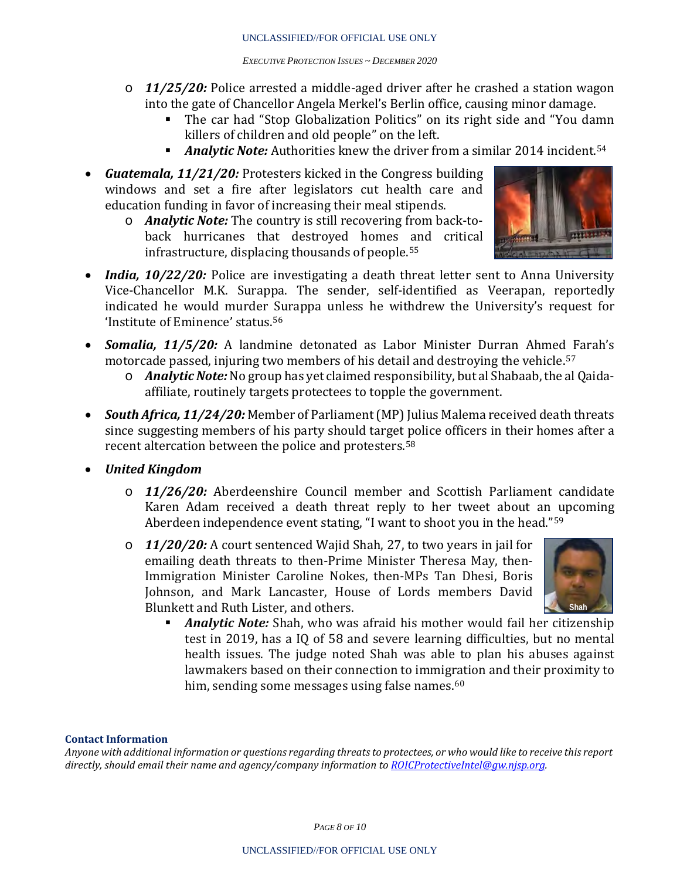- ***11/25/20:*** Police arrested a middle-aged driver after he crashed a station wagon into the gate of Chancellor Angela Merkel's Berlin office, causing minor damage.
  - The car had "Stop Globalization Politics" on its right side and "You damn killers of children and old people" on the left.
  - ***Analytic Note:*** Authorities knew the driver from a similar 2014 incident.[54]

- ***Guatemala, 11/21/20:*** Protesters kicked in the Congress building windows and set a fire after legislators cut health care and education funding in favor of increasing their meal stipends.
  - ***Analytic Note:*** The country is still recovering from back-to-back hurricanes that destroyed homes and critical infrastructure, displacing thousands of people.[55]

- ***India, 10/22/20:*** Police are investigating a death threat letter sent to Anna University Vice-Chancellor M.K. Surappa. The sender, self-identified as Veerapan, reportedly indicated he would murder Surappa unless he withdrew the University's request for 'Institute of Eminence' status.[56]

- ***Somalia, 11/5/20:*** A landmine detonated as Labor Minister Durran Ahmed Farah's motorcade passed, injuring two members of his detail and destroying the vehicle.[57]
  - ***Analytic Note:*** No group has yet claimed responsibility, but al Shabaab, the al Qaida-affiliate, routinely targets protectees to topple the government.

- ***South Africa, 11/24/20:*** Member of Parliament (MP) Julius Malema received death threats since suggesting members of his party should target police officers in their homes after a recent altercation between the police and protesters.[58]

- ***United Kingdom***
  - ***11/26/20:*** Aberdeenshire Council member and Scottish Parliament candidate Karen Adam received a death threat reply to her tweet about an upcoming Aberdeen independence event stating, "I want to shoot you in the head."[59]
  - ***11/20/20:*** A court sentenced Wajid Shah, 27, to two years in jail for emailing death threats to then-Prime Minister Theresa May, then-Immigration Minister Caroline Nokes, then-MPs Tan Dhesi, Boris Johnson, and Mark Lancaster, House of Lords members David Blunkett and Ruth Lister, and others.

    Shah
    - ***Analytic Note:*** Shah, who was afraid his mother would fail her citizenship test in 2019, has a IQ of 58 and severe learning difficulties, but no mental health issues. The judge noted Shah was able to plan his abuses against lawmakers based on their connection to immigration and their proximity to him, sending some messages using false names.[60]

**Contact Information**

*Anyone with additional information or questions regarding threats to protectees, or who would like to receive this report directly, should email their name and agency/company information to [ROICProtectiveIntel@gw.njsp.org](mailto:ROICProtectiveIntel@gw.njsp.org).*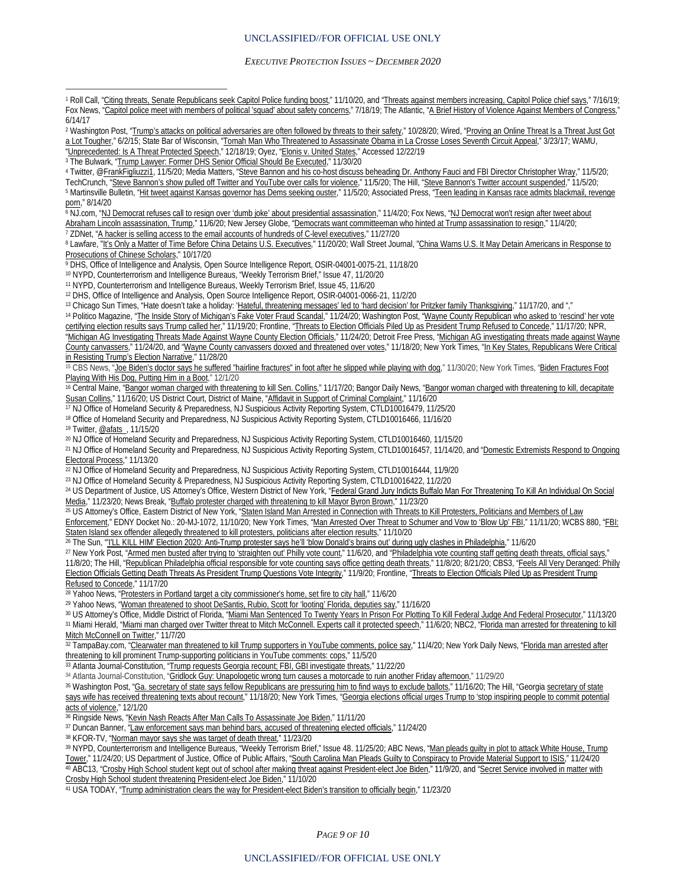[1] Roll Call, "Citing threats, Senate Republicans seek Capitol Police funding boost," 11/10/20, and "Threats against members increasing, Capitol Police chief says," 7/16/19; Fox News, "Capitol police meet with members of political 'squad' about safety concerns," 7/18/19; The Atlantic, "A Brief History of Violence Against Members of Congress," 6/14/17

[2] Washington Post, "Trump's attacks on political adversaries are often followed by threats to their safety," 10/28/20; Wired, "Proving an Online Threat Is a Threat Just Got a Lot Tougher," 6/2/15; State Bar of Wisconsin, "Tomah Man Who Threatened to Assassinate Obama in La Crosse Loses Seventh Circuit Appeal," 3/23/17; WAMU, "Unprecedented: Is A Threat Protected Speech," 12/18/19; Oyez, "Elonis v. United States," Accessed 12/22/19

[3] The Bulwark, "Trump Lawyer: Former DHS Senior Official Should Be Executed," 11/30/20

[4] Twitter, @FrankFigliuzzi1, 11/5/20; Media Matters, "Steve Bannon and his co-host discuss beheading Dr. Anthony Fauci and FBI Director Christopher Wray," 11/5/20; TechCrunch, "Steve Bannon's show pulled off Twitter and YouTube over calls for violence," 11/5/20; The Hill, "Steve Bannon's Twitter account suspended," 11/5/20;

[5] Martinsville Bulletin, "Hit tweet against Kansas governor has Dems seeking ouster," 11/5/20; Associated Press, "Teen leading in Kansas race admits blackmail, revenge porn," 8/14/20

[6] NJ.com, "NJ Democrat refuses call to resign over 'dumb joke' about presidential assassination," 11/4/20; Fox News, "NJ Democrat won't resign after tweet about Abraham Lincoln assassination, Trump," 11/6/20; New Jersey Globe, "Democrats want committeeman who hinted at Trump assassination to resign," 11/4/20;

[7] ZDNet, "A hacker is selling access to the email accounts of hundreds of C-level executives," 11/27/20

[8] Lawfare, "It's Only a Matter of Time Before China Detains U.S. Executives," 11/20/20; Wall Street Journal, "China Warns U.S. It May Detain Americans in Response to Prosecutions of Chinese Scholars," 10/17/20

[9] DHS, Office of Intelligence and Analysis, Open Source Intelligence Report, OSIR-04001-0075-21, 11/18/20

[10] NYPD, Counterterrorism and Intelligence Bureaus, "Weekly Terrorism Brief," Issue 47, 11/20/20

[11] NYPD, Counterterrorism and Intelligence Bureaus, Weekly Terrorism Brief, Issue 45, 11/6/20

[12] DHS, Office of Intelligence and Analysis, Open Source Intelligence Report, OSIR-04001-0066-21, 11/2/20

[13] Chicago Sun Times, "Hate doesn't take a holiday: 'Hateful, threatening messages' led to 'hard decision' for Pritzker family Thanksgiving," 11/17/20, and ","

[14] Politico Magazine, "The Inside Story of Michigan's Fake Voter Fraud Scandal," 11/24/20; Washington Post, "Wayne County Republican who asked to 'rescind' her vote certifying election results says Trump called her," 11/19/20; Frontline, "Threats to Election Officials Piled Up as President Trump Refused to Concede," 11/17/20; NPR, "Michigan AG Investigating Threats Made Against Wayne County Election Officials," 11/24/20; Detroit Free Press, "Michigan AG investigating threats made against Wayne County canvassers," 11/24/20, and "Wayne County canvassers doxxed and threatened over votes," 11/18/20; New York Times, "In Key States, Republicans Were Critical in Resisting Trump's Election Narrative," 11/28/20

[15] CBS News, "Joe Biden's doctor says he suffered "hairline fractures" in foot after he slipped while playing with dog," 11/30/20; New York Times, "Biden Fractures Foot Playing With His Dog, Putting Him in a Boot," 12/1/20

[16] Central Maine, "Bangor woman charged with threatening to kill Sen. Collins," 11/17/20; Bangor Daily News, "Bangor woman charged with threatening to kill, decapitate Susan Collins," 11/16/20; US District Court, District of Maine, "Affidavit in Support of Criminal Complaint," 11/16/20

[17] NJ Office of Homeland Security & Preparedness, NJ Suspicious Activity Reporting System, CTLD10016479, 11/25/20

[18] Office of Homeland Security and Preparedness, NJ Suspicious Activity Reporting System, CTLD10016466, 11/16/20

[19] Twitter, @afats_, 11/15/20

[20] NJ Office of Homeland Security and Preparedness, NJ Suspicious Activity Reporting System, CTLD10016460, 11/15/20

[21] NJ Office of Homeland Security and Preparedness, NJ Suspicious Activity Reporting System, CTLD10016457, 11/14/20, and "Domestic Extremists Respond to Ongoing Electoral Process," 11/13/20

[22] NJ Office of Homeland Security and Preparedness, NJ Suspicious Activity Reporting System, CTLD10016444, 11/9/20

[23] NJ Office of Homeland Security & Preparedness, NJ Suspicious Activity Reporting System, CTLD10016422, 11/2/20

[24] US Department of Justice, US Attorney's Office, Western District of New York, "Federal Grand Jury Indicts Buffalo Man For Threatening To Kill An Individual On Social Media," 11/23/20; News Break, "Buffalo protester charged with threatening to kill Mayor Byron Brown," 11/23/20

[25] US Attorney's Office, Eastern District of New York, "Staten Island Man Arrested in Connection with Threats to Kill Protesters, Politicians and Members of Law Enforcement," EDNY Docket No.: 20-MJ-1072, 11/10/20; New York Times, "Man Arrested Over Threat to Schumer and Vow to 'Blow Up' FBI," 11/11/20; WCBS 880, "FBI: Staten Island sex offender allegedly threatened to kill protesters, politicians after election results," 11/10/20

[26] The Sun, "'I'LL KILL HIM' Election 2020: Anti-Trump protester says he'll 'blow Donald's brains out' during ugly clashes in Philadelphia," 11/6/20

[27] New York Post, "Armed men busted after trying to 'straighten out' Philly vote count," 11/6/20, and "Philadelphia vote counting staff getting death threats, official says," 11/8/20; The Hill, "Republican Philadelphia official responsible for vote counting says office getting death threats," 11/8/20; 8/21/20; CBS3, "Feels All Very Deranged: Philly Election Officials Getting Death Threats As President Trump Questions Vote Integrity," 11/9/20; Frontline, "Threats to Election Officials Piled Up as President Trump Refused to Concede," 11/17/20

[28] Yahoo News, "Protesters in Portland target a city commissioner's home, set fire to city hall," 11/6/20

[29] Yahoo News, "Woman threatened to shoot DeSantis, Rubio, Scott for 'looting' Florida, deputies say," 11/16/20

[30] US Attorney's Office, Middle District of Florida, "Miami Man Sentenced To Twenty Years In Prison For Plotting To Kill Federal Judge And Federal Prosecutor," 11/13/20

[31] Miami Herald, "Miami man charged over Twitter threat to Mitch McConnell. Experts call it protected speech," 11/6/20; NBC2, "Florida man arrested for threatening to kill Mitch McConnell on Twitter," 11/7/20

[32] TampaBay.com, "Clearwater man threatened to kill Trump supporters in YouTube comments, police say," 11/4/20; New York Daily News, "Florida man arrested after threatening to kill prominent Trump-supporting politicians in YouTube comments: cops," 11/5/20

[33] Atlanta Journal-Constitution, "Trump requests Georgia recount; FBI, GBI investigate threats," 11/22/20

[34] Atlanta Journal-Constitution, "Gridlock Guy: Unapologetic wrong turn causes a motorcade to ruin another Friday afternoon," 11/29/20

[35] Washington Post, "Ga. secretary of state says fellow Republicans are pressuring him to find ways to exclude ballots," 11/16/20; The Hill, "Georgia secretary of state says wife has received threatening texts about recount," 11/18/20; New York Times, "Georgia elections official urges Trump to 'stop inspiring people to commit potential acts of violence," 12/1/20

[36] Ringside News, "Kevin Nash Reacts After Man Calls To Assassinate Joe Biden," 11/11/20

[37] Duncan Banner, "Law enforcement says man behind bars, accused of threatening elected officials," 11/24/20

[38] KFOR-TV, "Norman mayor says she was target of death threat," 11/23/20

[39] NYPD, Counterterrorism and Intelligence Bureaus, "Weekly Terrorism Brief," Issue 48. 11/25/20; ABC News, "Man pleads guilty in plot to attack White House, Trump Tower," 11/24/20; US Department of Justice, Office of Public Affairs, "South Carolina Man Pleads Guilty to Conspiracy to Provide Material Support to ISIS," 11/24/20

[40] ABC13, "Crosby High School student kept out of school after making threat against President-elect Joe Biden," 11/9/20, and "Secret Service involved in matter with Crosby High School student threatening President-elect Joe Biden," 11/10/20

[41] USA TODAY, "Trump administration clears the way for President-elect Biden's transition to officially begin," 11/23/20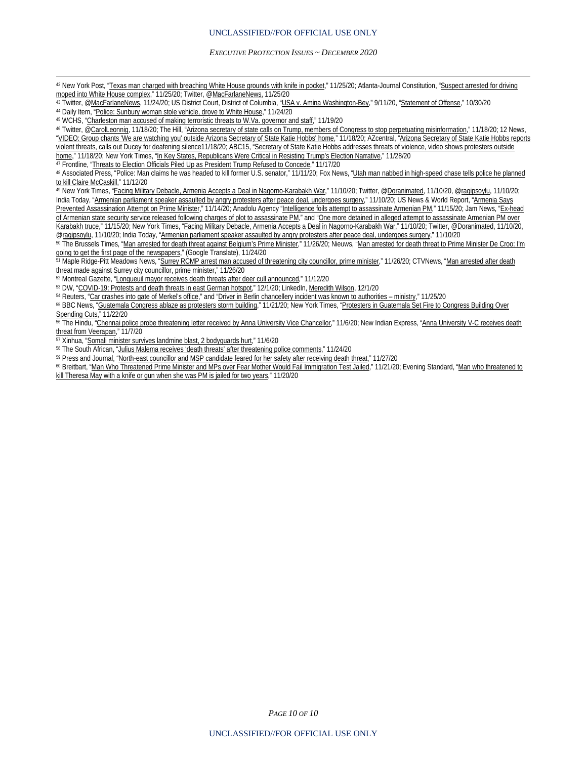[42] New York Post, "Texas man charged with breaching White House grounds with knife in pocket," 11/25/20; Atlanta-Journal Constitution, "Suspect arrested for driving moped into White House complex," 11/25/20; Twitter, @MacFarlaneNews, 11/25/20

[43] Twitter, @MacFarlaneNews, 11/24/20; US District Court, District of Columbia, "USA v. Amina Washington-Bey," 9/11/20, "Statement of Offense," 10/30/20

[44] Daily Item, "Police: Sunbury woman stole vehicle, drove to White House," 11/24/20

[45] WCHS, "Charleston man accused of making terroristic threats to W.Va. governor and staff," 11/19/20

[46] Twitter, @CarolLeonnig, 11/18/20; The Hill, "Arizona secretary of state calls on Trump, members of Congress to stop perpetuating misinformation," 11/18/20; 12 News, "VIDEO: Group chants 'We are watching you' outside Arizona Secretary of State Katie Hobbs' home," 11/18/20; AZcentral, "Arizona Secretary of State Katie Hobbs reports violent threats, calls out Ducey for deafening silence11/18/20; ABC15, "Secretary of State Katie Hobbs addresses threats of violence, video shows protesters outside home," 11/18/20; New York Times, "In Key States, Republicans Were Critical in Resisting Trump's Election Narrative," 11/28/20

[47] Frontline, "Threats to Election Officials Piled Up as President Trump Refused to Concede," 11/17/20

[48] Associated Press, "Police: Man claims he was headed to kill former U.S. senator," 11/11/20; Fox News, "Utah man nabbed in high-speed chase tells police he planned to kill Claire McCaskill," 11/12/20

[49] New York Times, "Facing Military Debacle, Armenia Accepts a Deal in Nagorno-Karabakh War," 11/10/20; Twitter, @Doranimated, 11/10/20, @ragipsoylu, 11/10/20; India Today, "Armenian parliament speaker assaulted by angry protesters after peace deal, undergoes surgery," 11/10/20; US News & World Report, "Armenia Says Prevented Assassination Attempt on Prime Minister," 11/14/20; Anadolu Agency "Intelligence foils attempt to assassinate Armenian PM," 11/15/20; Jam News, "Ex-head of Armenian state security service released following charges of plot to assassinate PM," and "One more detained in alleged attempt to assassinate Armenian PM over Karabakh truce," 11/15/20; New York Times, "Facing Military Debacle, Armenia Accepts a Deal in Nagorno-Karabakh War," 11/10/20; Twitter, @Doranimated, 11/10/20, @ragipsoylu, 11/10/20; India Today, "Armenian parliament speaker assaulted by angry protesters after peace deal, undergoes surgery," 11/10/20

[50] The Brussels Times, "Man arrested for death threat against Belgium's Prime Minister," 11/26/20; Nieuws, "Man arrested for death threat to Prime Minister De Croo: I'm going to get the first page of the newspapers," (Google Translate), 11/24/20

[51] Maple Ridge-Pitt Meadows News, "Surrey RCMP arrest man accused of threatening city councillor, prime minister," 11/26/20; CTVNews, "Man arrested after death threat made against Surrey city councillor, prime minister," 11/26/20

[52] Montreal Gazette, "Longueuil mayor receives death threats after deer cull announced," 11/12/20

[53] DW, "COVID-19: Protests and death threats in east German hotspot," 12/1/20; LinkedIn, Meredith Wilson, 12/1/20

[54] Reuters, "Car crashes into gate of Merkel's office," and "Driver in Berlin chancellery incident was known to authorities – ministry," 11/25/20

[55] BBC News, "Guatemala Congress ablaze as protesters storm building," 11/21/20; New York Times, "Protesters in Guatemala Set Fire to Congress Building Over Spending Cuts," 11/22/20

[56] The Hindu, "Chennai police probe threatening letter received by Anna University Vice Chancellor," 11/6/20; New Indian Express, "Anna University V-C receives death threat from Veerapan," 11/7/20

[57] Xinhua, "Somali minister survives landmine blast, 2 bodyguards hurt," 11/6/20

[58] The South African, "Julius Malema receives 'death threats' after threatening police comments," 11/24/20

[59] Press and Journal, "North-east councillor and MSP candidate feared for her safety after receiving death threat," 11/27/20

[60] Breitbart, "Man Who Threatened Prime Minister and MPs over Fear Mother Would Fail Immigration Test Jailed," 11/21/20; Evening Standard, "Man who threatened to kill Theresa May with a knife or gun when she was PM is jailed for two years," 11/20/20